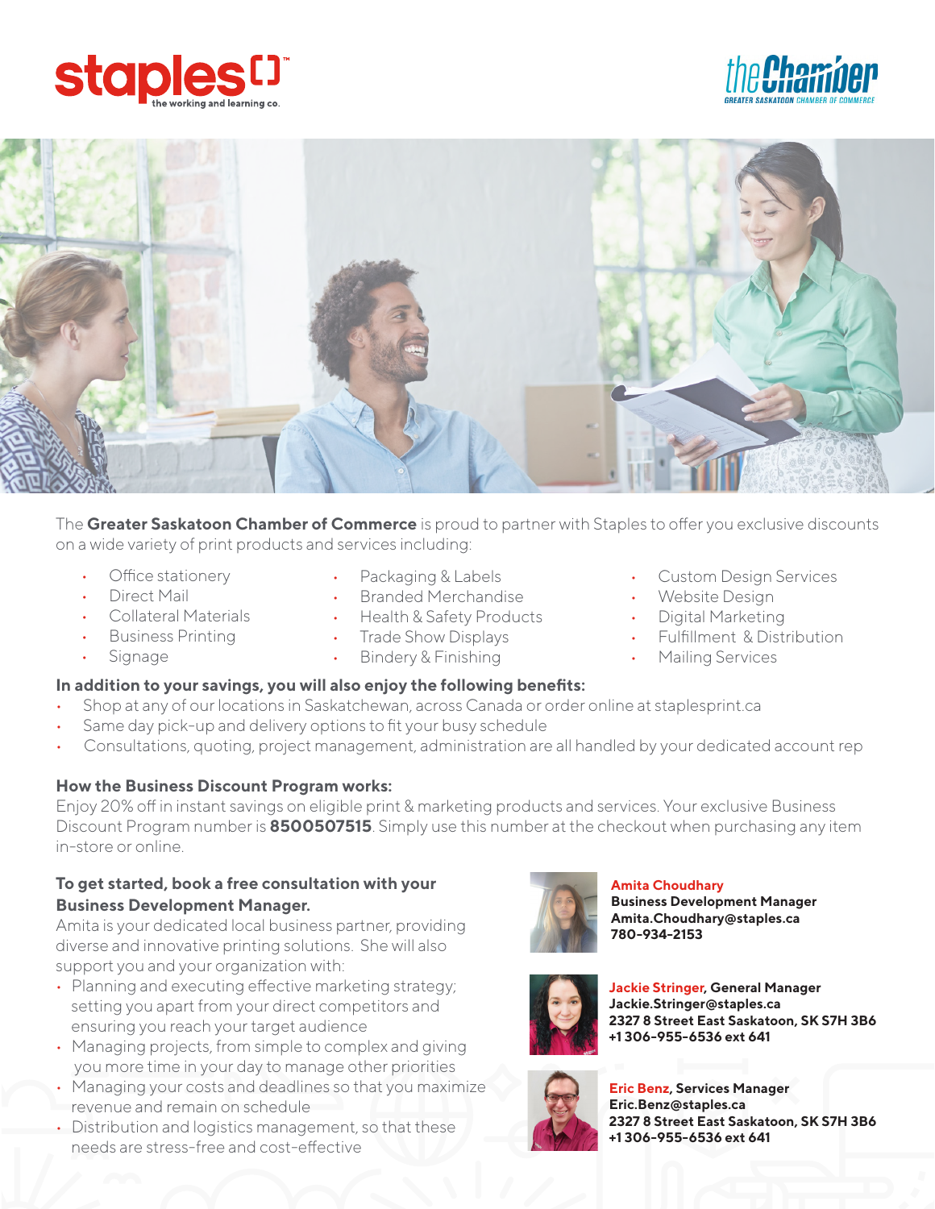The **Greater Saskatoon Chamber of Commerce** is proud to partner with Staples to offer you exclusive discounts on a wide variety of print products and services including:

- Office stationery
- Direct Mail
- Collateral Materials
- Business Printing
- Signage
- Packaging & Labels
- Branded Merchandise
- Health & Safety Products
- Trade Show Displays
- Bindery & Finishing
- Custom Design Services
- Website Design
- Digital Marketing
- Fulfillment & Distribution
- Mailing Services

**In addition to your savings, you will also enjoy the following benefits:**

- Shop at any of our locations in Saskatchewan, across Canada or order online at staplesprint.ca
- Same day pick-up and delivery options to fit your busy schedule
- Consultations, quoting, project management, administration are all handled by your dedicated account rep

**How the Business Discount Program works:**

Enjoy 20% off in instant savings on eligible print & marketing products and services. Your exclusive Business Discount Program number is **8500507515**. Simply use this number at the checkout when purchasing any item in-store or online.

**To get started, book a free consultation with your Business Development Manager.**

Amita is your dedicated local business partner, providing diverse and innovative printing solutions. She will also support you and your organization with:

- Planning and executing effective marketing strategy; setting you apart from your direct competitors and ensuring you reach your target audience
- Managing projects, from simple to complex and giving you more time in your day to manage other priorities
- Managing your costs and deadlines so that you maximize revenue and remain on schedule
- Distribution and logistics management, so that these needs are stress-free and cost-effective

**Amita Choudhary**
**Business Development Manager**
**Amita.Choudhary@staples.ca**
**780-934-2153**

**Jackie Stringer, General Manager**
**Jackie.Stringer@staples.ca**
**2327 8 Street East Saskatoon, SK S7H 3B6**
**+1 306-955-6536 ext 641**

**Eric Benz, Services Manager**
**Eric.Benz@staples.ca**
**2327 8 Street East Saskatoon, SK S7H 3B6**
**+1 306-955-6536 ext 641**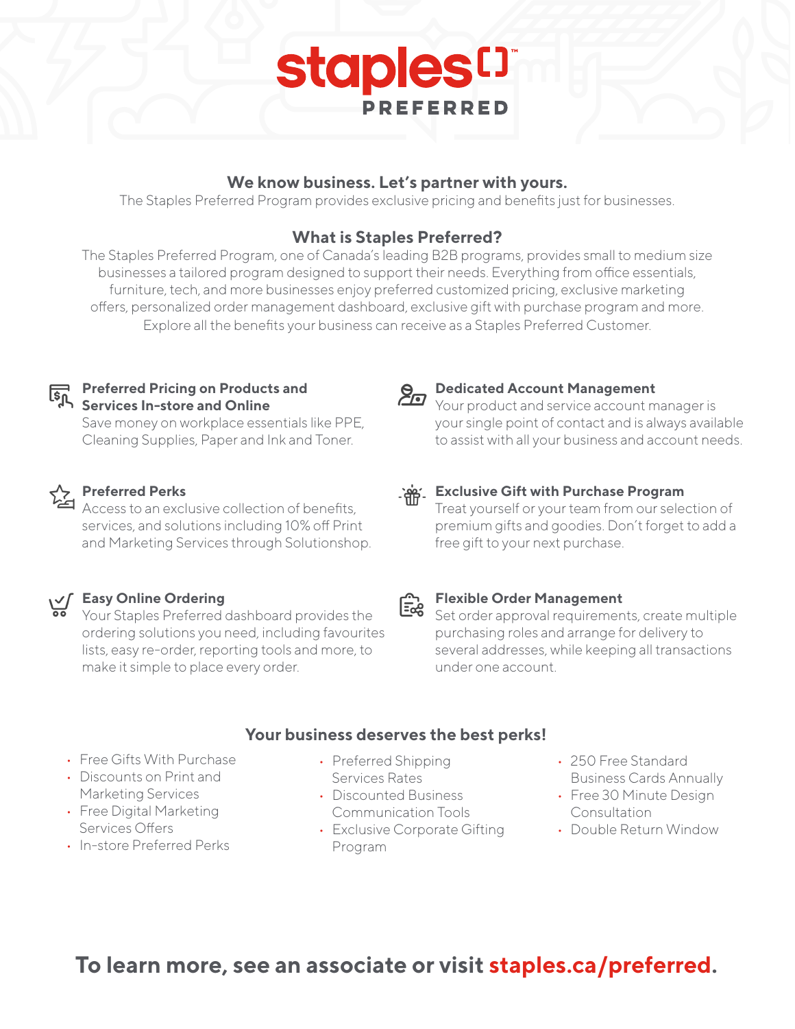# staples PREFERRED

## We know business. Let's partner with yours.

The Staples Preferred Program provides exclusive pricing and benefits just for businesses.

## What is Staples Preferred?

The Staples Preferred Program, one of Canada's leading B2B programs, provides small to medium size businesses a tailored program designed to support their needs. Everything from office essentials, furniture, tech, and more businesses enjoy preferred customized pricing, exclusive marketing offers, personalized order management dashboard, exclusive gift with purchase program and more. Explore all the benefits your business can receive as a Staples Preferred Customer.

### Preferred Pricing on Products and Services In-store and Online

Save money on workplace essentials like PPE, Cleaning Supplies, Paper and Ink and Toner.

### Dedicated Account Management

Your product and service account manager is your single point of contact and is always available to assist with all your business and account needs.

### Preferred Perks

Access to an exclusive collection of benefits, services, and solutions including 10% off Print and Marketing Services through Solutionshop.

### Exclusive Gift with Purchase Program

Treat yourself or your team from our selection of premium gifts and goodies. Don't forget to add a free gift to your next purchase.

### Easy Online Ordering

Your Staples Preferred dashboard provides the ordering solutions you need, including favourites lists, easy re-order, reporting tools and more, to make it simple to place every order.

### Flexible Order Management

Set order approval requirements, create multiple purchasing roles and arrange for delivery to several addresses, while keeping all transactions under one account.

## Your business deserves the best perks!

- Free Gifts With Purchase
- Discounts on Print and Marketing Services
- Free Digital Marketing Services Offers
- In-store Preferred Perks
- Preferred Shipping Services Rates
- Discounted Business Communication Tools
- Exclusive Corporate Gifting Program
- 250 Free Standard Business Cards Annually
- Free 30 Minute Design Consultation
- Double Return Window

**To learn more, see an associate or visit staples.ca/preferred.**